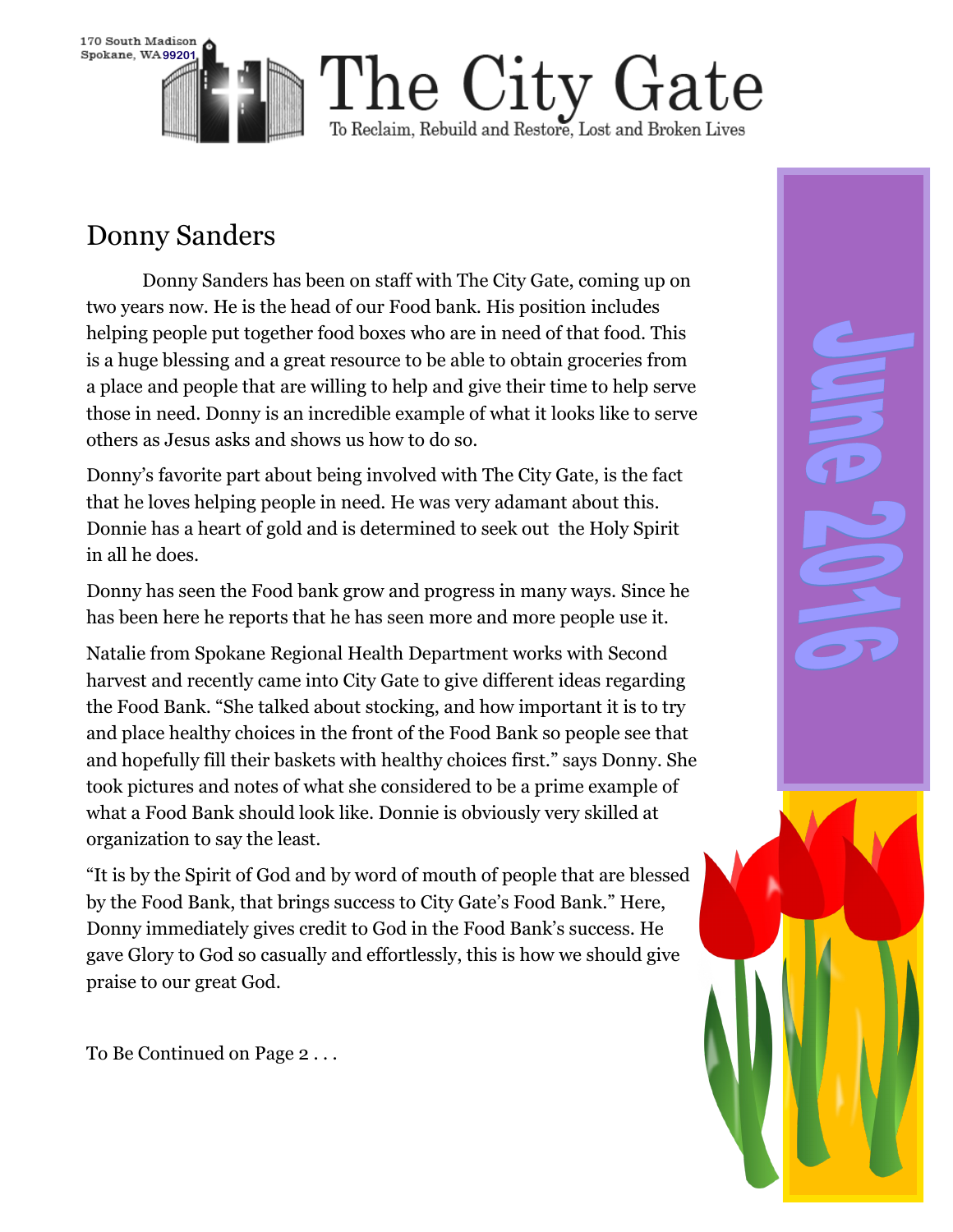170 South Madison
Spokane, WA 99201

# The City Gate

To Reclaim, Rebuild and Restore, Lost and Broken Lives

June 2016

## Donny Sanders

Donny Sanders has been on staff with The City Gate, coming up on two years now. He is the head of our Food bank. His position includes helping people put together food boxes who are in need of that food. This is a huge blessing and a great resource to be able to obtain groceries from a place and people that are willing to help and give their time to help serve those in need. Donny is an incredible example of what it looks like to serve others as Jesus asks and shows us how to do so.

Donny's favorite part about being involved with The City Gate, is the fact that he loves helping people in need. He was very adamant about this. Donnie has a heart of gold and is determined to seek out the Holy Spirit in all he does.

Donny has seen the Food bank grow and progress in many ways. Since he has been here he reports that he has seen more and more people use it.

Natalie from Spokane Regional Health Department works with Second harvest and recently came into City Gate to give different ideas regarding the Food Bank. "She talked about stocking, and how important it is to try and place healthy choices in the front of the Food Bank so people see that and hopefully fill their baskets with healthy choices first." says Donny. She took pictures and notes of what she considered to be a prime example of what a Food Bank should look like. Donnie is obviously very skilled at organization to say the least.

"It is by the Spirit of God and by word of mouth of people that are blessed by the Food Bank, that brings success to City Gate's Food Bank." Here, Donny immediately gives credit to God in the Food Bank's success. He gave Glory to God so casually and effortlessly, this is how we should give praise to our great God.

To Be Continued on Page 2 . . .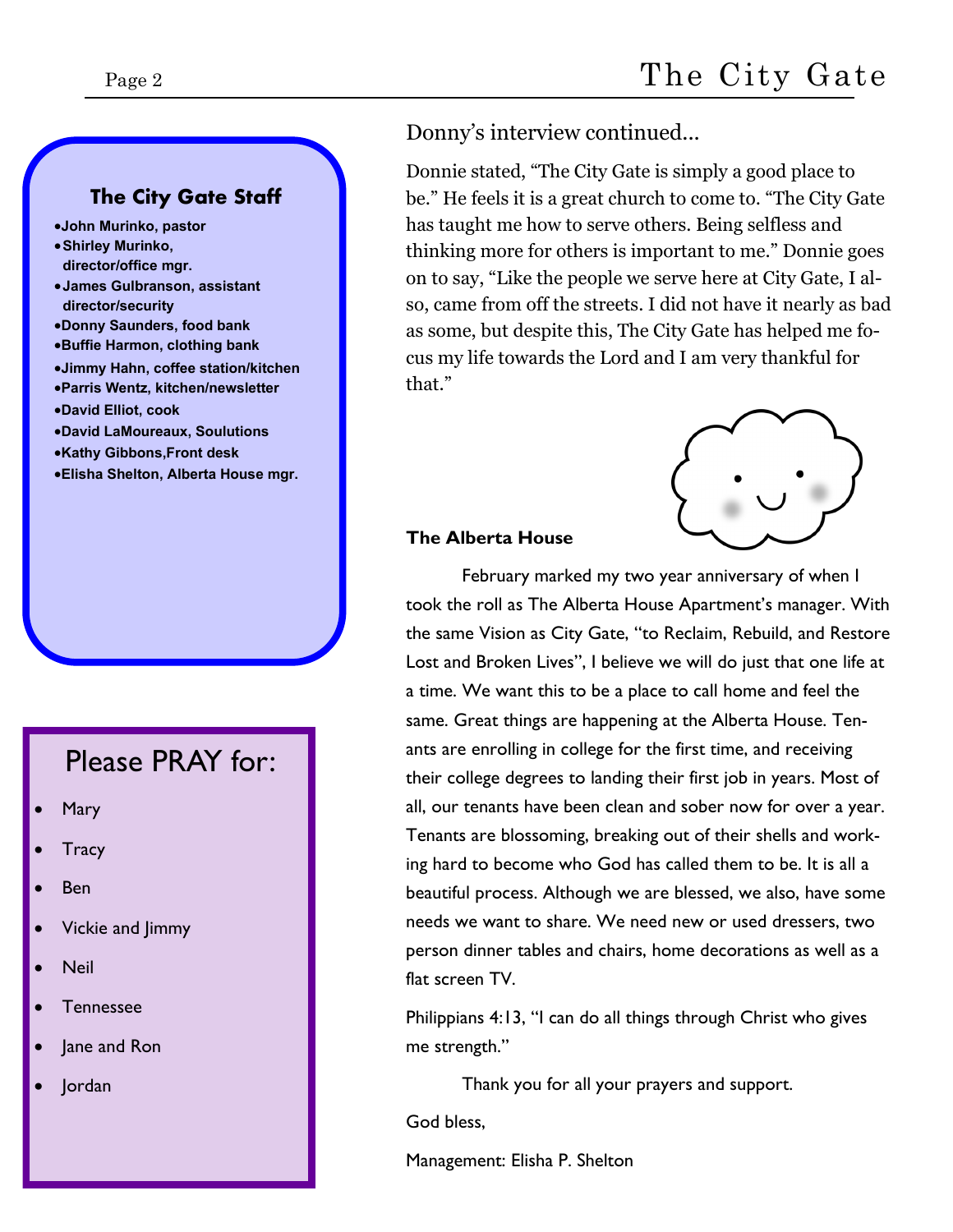## The City Gate Staff

- John Murinko, pastor
- Shirley Murinko, director/office mgr.
- James Gulbranson, assistant director/security
- Donny Saunders, food bank
- Buffie Harmon, clothing bank
- Jimmy Hahn, coffee station/kitchen
- Parris Wentz, kitchen/newsletter
- David Elliot, cook
- David LaMoureaux, Soulutions
- Kathy Gibbons,Front desk
- Elisha Shelton, Alberta House mgr.

## Please PRAY for:

- Mary
- Tracy
- Ben
- Vickie and Jimmy
- Neil
- Tennessee
- Jane and Ron
- Jordan

## Donny's interview continued…

Donnie stated, "The City Gate is simply a good place to be." He feels it is a great church to come to. "The City Gate has taught me how to serve others. Being selfless and thinking more for others is important to me." Donnie goes on to say, "Like the people we serve here at City Gate, I also, came from off the streets. I did not have it nearly as bad as some, but despite this, The City Gate has helped me focus my life towards the Lord and I am very thankful for that."

### The Alberta House

February marked my two year anniversary of when I took the roll as The Alberta House Apartment's manager. With the same Vision as City Gate, "to Reclaim, Rebuild, and Restore Lost and Broken Lives", I believe we will do just that one life at a time. We want this to be a place to call home and feel the same. Great things are happening at the Alberta House. Tenants are enrolling in college for the first time, and receiving their college degrees to landing their first job in years. Most of all, our tenants have been clean and sober now for over a year. Tenants are blossoming, breaking out of their shells and working hard to become who God has called them to be. It is all a beautiful process. Although we are blessed, we also, have some needs we want to share. We need new or used dressers, two person dinner tables and chairs, home decorations as well as a flat screen TV.

Philippians 4:13, "I can do all things through Christ who gives me strength."

Thank you for all your prayers and support.

God bless,

Management: Elisha P. Shelton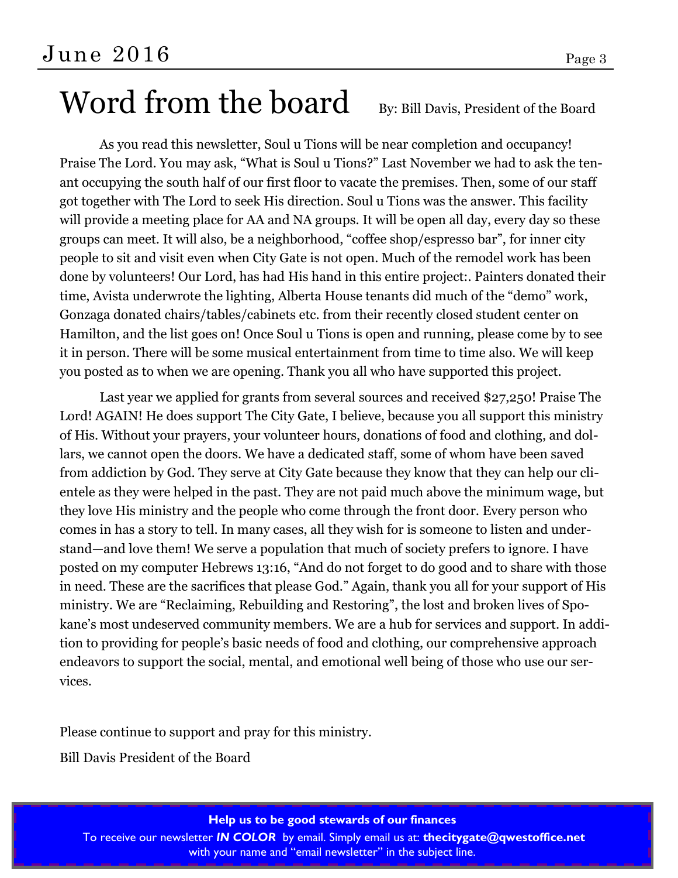# Word from the board

By: Bill Davis, President of the Board

As you read this newsletter, Soul u Tions will be near completion and occupancy! Praise The Lord. You may ask, “What is Soul u Tions?” Last November we had to ask the tenant occupying the south half of our first floor to vacate the premises. Then, some of our staff got together with The Lord to seek His direction. Soul u Tions was the answer. This facility will provide a meeting place for AA and NA groups. It will be open all day, every day so these groups can meet. It will also, be a neighborhood, “coffee shop/espresso bar”, for inner city people to sit and visit even when City Gate is not open. Much of the remodel work has been done by volunteers! Our Lord, has had His hand in this entire project:. Painters donated their time, Avista underwrote the lighting, Alberta House tenants did much of the “demo” work, Gonzaga donated chairs/tables/cabinets etc. from their recently closed student center on Hamilton, and the list goes on! Once Soul u Tions is open and running, please come by to see it in person. There will be some musical entertainment from time to time also. We will keep you posted as to when we are opening. Thank you all who have supported this project.

Last year we applied for grants from several sources and received $27,250! Praise The Lord! AGAIN! He does support The City Gate, I believe, because you all support this ministry of His. Without your prayers, your volunteer hours, donations of food and clothing, and dollars, we cannot open the doors. We have a dedicated staff, some of whom have been saved from addiction by God. They serve at City Gate because they know that they can help our clientele as they were helped in the past. They are not paid much above the minimum wage, but they love His ministry and the people who come through the front door. Every person who comes in has a story to tell. In many cases, all they wish for is someone to listen and understand—and love them! We serve a population that much of society prefers to ignore. I have posted on my computer Hebrews 13:16, “And do not forget to do good and to share with those in need. These are the sacrifices that please God.” Again, thank you all for your support of His ministry. We are “Reclaiming, Rebuilding and Restoring”, the lost and broken lives of Spokane’s most undeserved community members. We are a hub for services and support. In addition to providing for people’s basic needs of food and clothing, our comprehensive approach endeavors to support the social, mental, and emotional well being of those who use our services.

Please continue to support and pray for this ministry.

Bill Davis President of the Board

**Help us to be good stewards of our finances**

To receive our newsletter ***IN COLOR*** by email. Simply email us at: **thecitygate@qwestoffice.net** with your name and “email newsletter” in the subject line.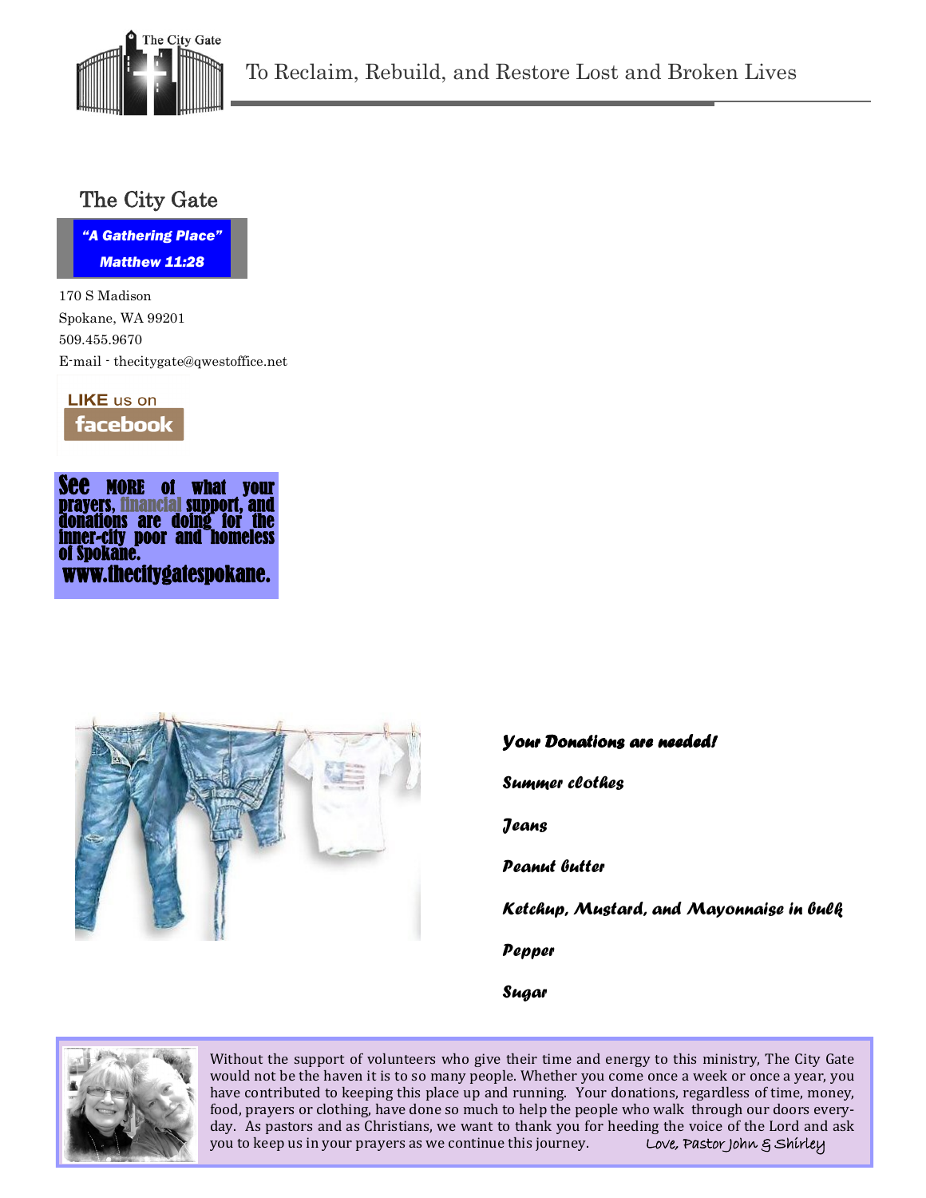The City Gate

To Reclaim, Rebuild, and Restore Lost and Broken Lives

## The City Gate

*"A Gathering Place"*

*Matthew 11:28*

170 S Madison
Spokane, WA 99201
509.455.9670
E-mail - thecitygate@qwestoffice.net

LIKE us on facebook

See MORE of what your prayers, financial support, and donations are doing for the inner-city poor and homeless of Spokane.
www.thecitygatespokane.

***Your Donations are needed!***

***Summer clothes***

***Jeans***

***Peanut butter***

***Ketchup, Mustard, and Mayonnaise in bulk***

***Pepper***

***Sugar***

Without the support of volunteers who give their time and energy to this ministry, The City Gate would not be the haven it is to so many people. Whether you come once a week or once a year, you have contributed to keeping this place up and running. Your donations, regardless of time, money, food, prayers or clothing, have done so much to help the people who walk through our doors everyday. As pastors and as Christians, we want to thank you for heeding the voice of the Lord and ask you to keep us in your prayers as we continue this journey. *Love, Pastor John & Shirley*